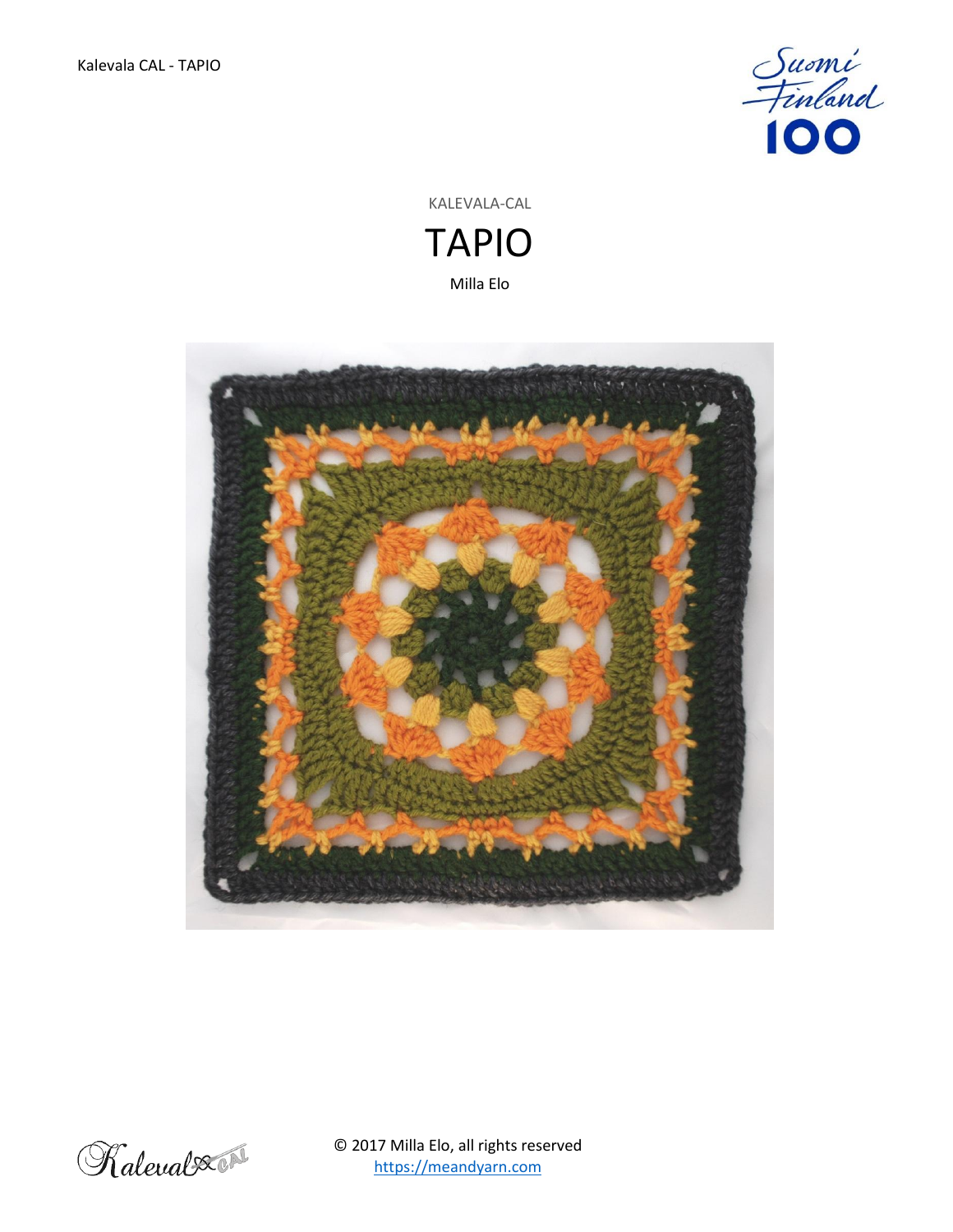KALEVALA-CAL

# TAPIO

Milla Elo

© 2017 Milla Elo, all rights reserved
https://meandyarn.com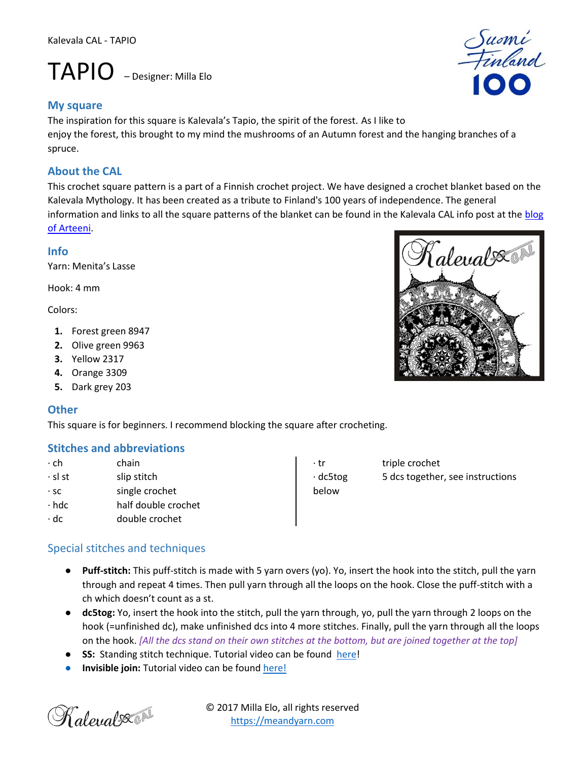Kalevala CAL - TAPIO

# TAPIO – Designer: Milla Elo

## My square

The inspiration for this square is Kalevala's Tapio, the spirit of the forest. As I like to enjoy the forest, this brought to my mind the mushrooms of an Autumn forest and the hanging branches of a spruce.

## About the CAL

This crochet square pattern is a part of a Finnish crochet project. We have designed a crochet blanket based on the Kalevala Mythology. It has been created as a tribute to Finland's 100 years of independence. The general information and links to all the square patterns of the blanket can be found in the Kalevala CAL info post at the blog of Arteeni.

## Info

Yarn: Menita's Lasse

Hook: 4 mm

Colors:

1. Forest green 8947
2. Olive green 9963
3. Yellow 2317
4. Orange 3309
5. Dark grey 203

## Other

This square is for beginners. I recommend blocking the square after crocheting.

## Stitches and abbreviations

| | |
|---|---|
| · ch | chain |
| · sl st | slip stitch |
| · sc | single crochet |
| · hdc | half double crochet |
| · dc | double crochet |
| · tr | triple crochet |
| · dc5tog | 5 dcs together, see instructions below |

## Special stitches and techniques

- **Puff-stitch:** This puff-stitch is made with 5 yarn overs (yo). Yo, insert the hook into the stitch, pull the yarn through and repeat 4 times. Then pull yarn through all the loops on the hook. Close the puff-stitch with a ch which doesn't count as a st.
- **dc5tog:** Yo, insert the hook into the stitch, pull the yarn through, yo, pull the yarn through 2 loops on the hook (=unfinished dc), make unfinished dcs into 4 more stitches. Finally, pull the yarn through all the loops on the hook. *[All the dcs stand on their own stitches at the bottom, but are joined together at the top]*
- **SS:** Standing stitch technique. Tutorial video can be found here!
- **Invisible join:** Tutorial video can be found here!

© 2017 Milla Elo, all rights reserved
https://meandyarn.com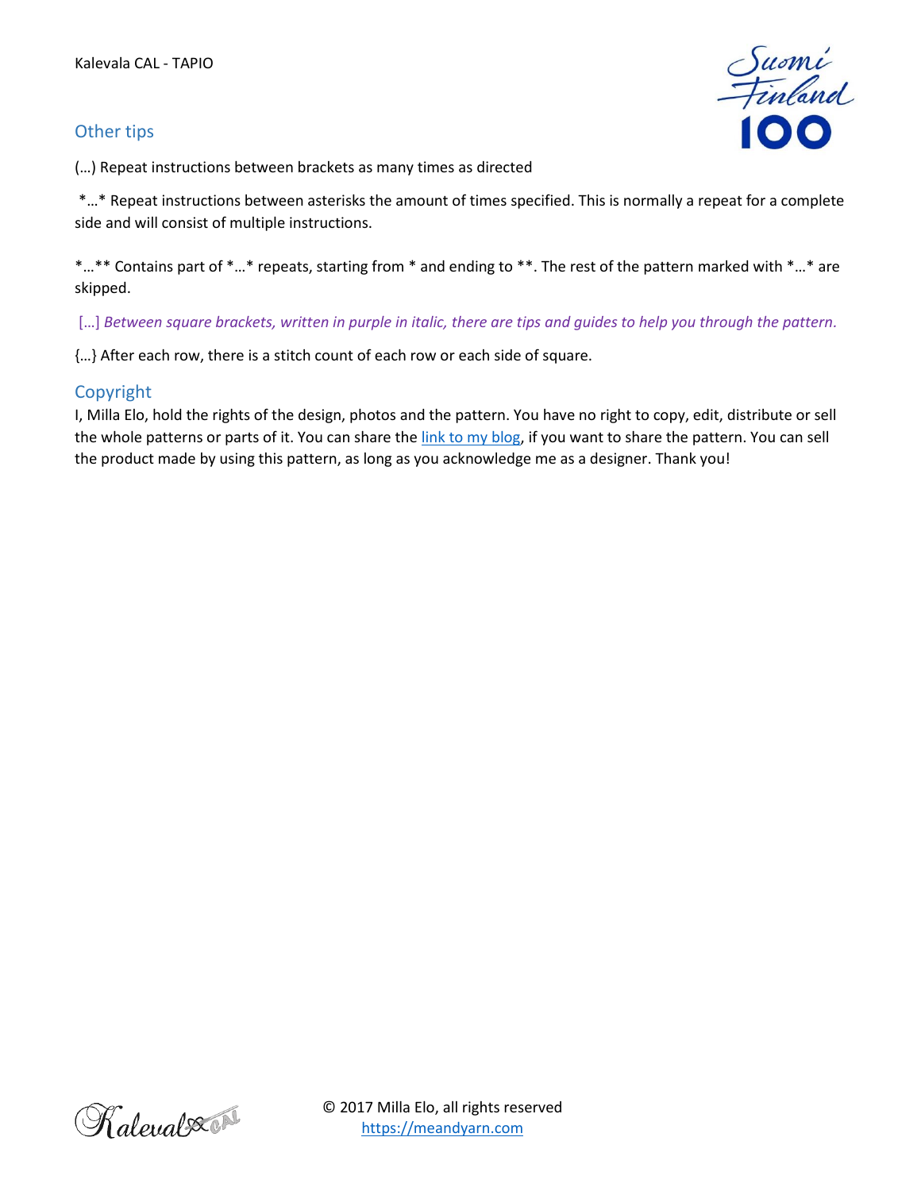## Other tips

(…) Repeat instructions between brackets as many times as directed

*…* Repeat instructions between asterisks the amount of times specified. This is normally a repeat for a complete side and will consist of multiple instructions.

*…** Contains part of *…* repeats, starting from * and ending to **. The rest of the pattern marked with *…* are skipped.

[…] *Between square brackets, written in purple in italic, there are tips and guides to help you through the pattern.*

{…} After each row, there is a stitch count of each row or each side of square.

## Copyright

I, Milla Elo, hold the rights of the design, photos and the pattern. You have no right to copy, edit, distribute or sell the whole patterns or parts of it. You can share the link to my blog, if you want to share the pattern. You can sell the product made by using this pattern, as long as you acknowledge me as a designer. Thank you!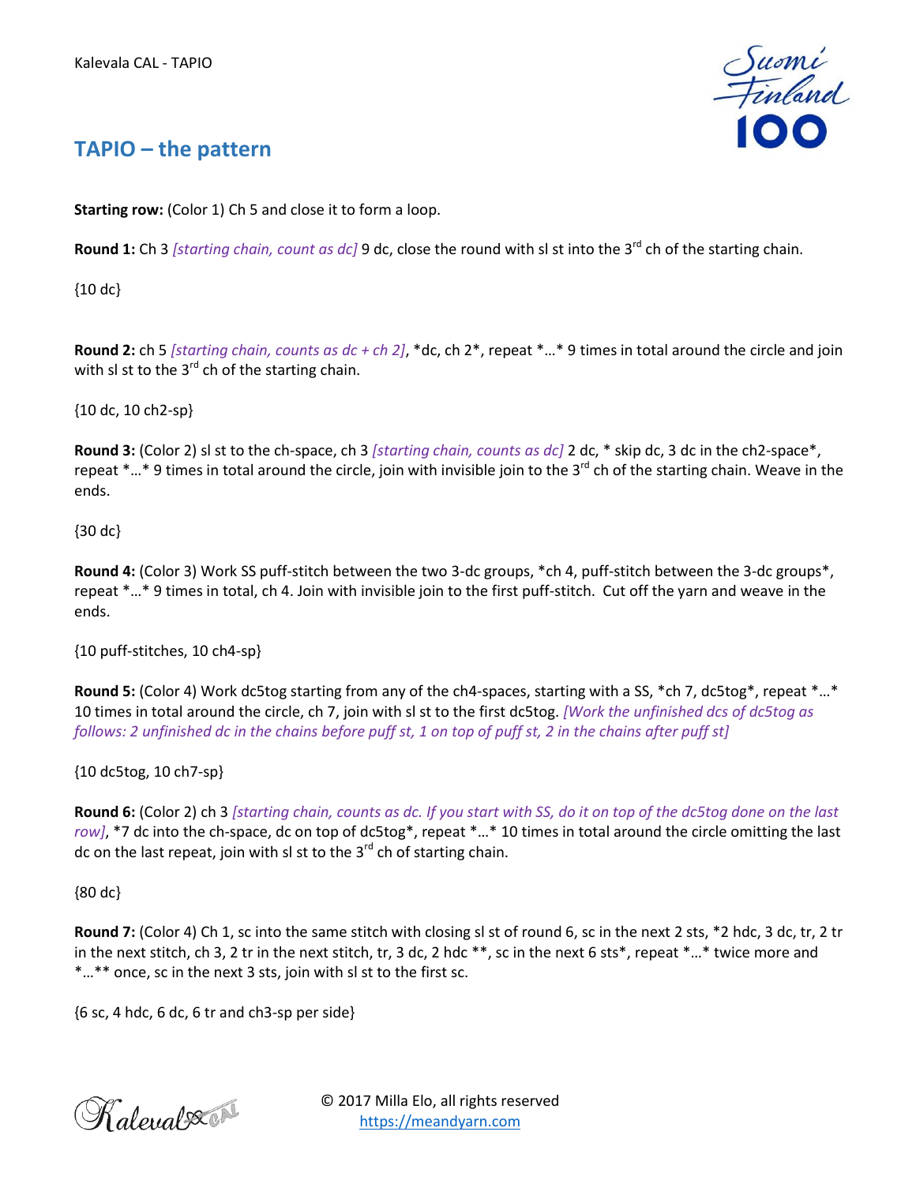## TAPIO – the pattern

**Starting row:** (Color 1) Ch 5 and close it to form a loop.

**Round 1:** Ch 3 *[starting chain, count as dc]* 9 dc, close the round with sl st into the 3rd ch of the starting chain.

{10 dc}

**Round 2:** ch 5 *[starting chain, counts as dc + ch 2]*, *dc, ch 2*, repeat *…* 9 times in total around the circle and join with sl st to the 3rd ch of the starting chain.

{10 dc, 10 ch2-sp}

**Round 3:** (Color 2) sl st to the ch-space, ch 3 *[starting chain, counts as dc]* 2 dc, * skip dc, 3 dc in the ch2-space*, repeat *…* 9 times in total around the circle, join with invisible join to the 3rd ch of the starting chain. Weave in the ends.

{30 dc}

**Round 4:** (Color 3) Work SS puff-stitch between the two 3-dc groups, *ch 4, puff-stitch between the 3-dc groups*, repeat *…* 9 times in total, ch 4. Join with invisible join to the first puff-stitch. Cut off the yarn and weave in the ends.

{10 puff-stitches, 10 ch4-sp}

**Round 5:** (Color 4) Work dc5tog starting from any of the ch4-spaces, starting with a SS, *ch 7, dc5tog*, repeat *…* 10 times in total around the circle, ch 7, join with sl st to the first dc5tog. *[Work the unfinished dcs of dc5tog as follows: 2 unfinished dc in the chains before puff st, 1 on top of puff st, 2 in the chains after puff st]*

{10 dc5tog, 10 ch7-sp}

**Round 6:** (Color 2) ch 3 *[starting chain, counts as dc. If you start with SS, do it on top of the dc5tog done on the last row]*, *7 dc into the ch-space, dc on top of dc5tog*, repeat *…* 10 times in total around the circle omitting the last dc on the last repeat, join with sl st to the 3rd ch of starting chain.

{80 dc}

**Round 7:** (Color 4) Ch 1, sc into the same stitch with closing sl st of round 6, sc in the next 2 sts, *2 hdc, 3 dc, tr, 2 tr in the next stitch, ch 3, 2 tr in the next stitch, tr, 3 dc, 2 hdc **, sc in the next 6 sts*, repeat *…* twice more and *…** once, sc in the next 3 sts, join with sl st to the first sc.

{6 sc, 4 hdc, 6 dc, 6 tr and ch3-sp per side}

© 2017 Milla Elo, all rights reserved
https://meandyarn.com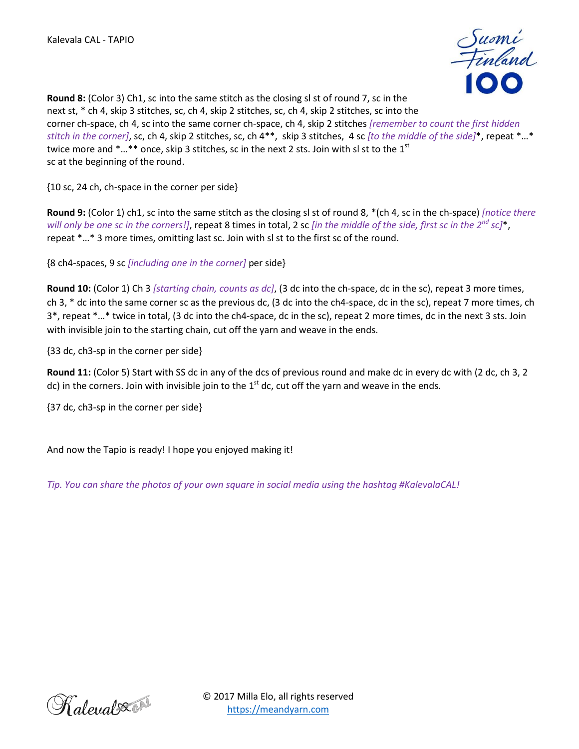**Round 8:** (Color 3) Ch1, sc into the same stitch as the closing sl st of round 7, sc in the next st, * ch 4, skip 3 stitches, sc, ch 4, skip 2 stitches, sc, ch 4, skip 2 stitches, sc into the corner ch-space, ch 4, sc into the same corner ch-space, ch 4, skip 2 stitches *[remember to count the first hidden stitch in the corner]*, sc, ch 4, skip 2 stitches, sc, ch 4**, skip 3 stitches, 4 sc *[to the middle of the side]**, repeat *…* twice more and *…** once, skip 3 stitches, sc in the next 2 sts. Join with sl st to the 1st sc at the beginning of the round.

{10 sc, 24 ch, ch-space in the corner per side}

**Round 9:** (Color 1) ch1, sc into the same stitch as the closing sl st of round 8, *(ch 4, sc in the ch-space) *[notice there will only be one sc in the corners!]*, repeat 8 times in total, 2 sc *[in the middle of the side, first sc in the 2nd sc]**, repeat *…* 3 more times, omitting last sc. Join with sl st to the first sc of the round.

{8 ch4-spaces, 9 sc *[including one in the corner]* per side}

**Round 10:** (Color 1) Ch 3 *[starting chain, counts as dc]*, (3 dc into the ch-space, dc in the sc), repeat 3 more times, ch 3, * dc into the same corner sc as the previous dc, (3 dc into the ch4-space, dc in the sc), repeat 7 more times, ch 3*, repeat *…* twice in total, (3 dc into the ch4-space, dc in the sc), repeat 2 more times, dc in the next 3 sts. Join with invisible join to the starting chain, cut off the yarn and weave in the ends.

{33 dc, ch3-sp in the corner per side}

**Round 11:** (Color 5) Start with SS dc in any of the dcs of previous round and make dc in every dc with (2 dc, ch 3, 2 dc) in the corners. Join with invisible join to the 1st dc, cut off the yarn and weave in the ends.

{37 dc, ch3-sp in the corner per side}

And now the Tapio is ready! I hope you enjoyed making it!

*Tip. You can share the photos of your own square in social media using the hashtag #KalevalaCAL!*

© 2017 Milla Elo, all rights reserved
https://meandyarn.com